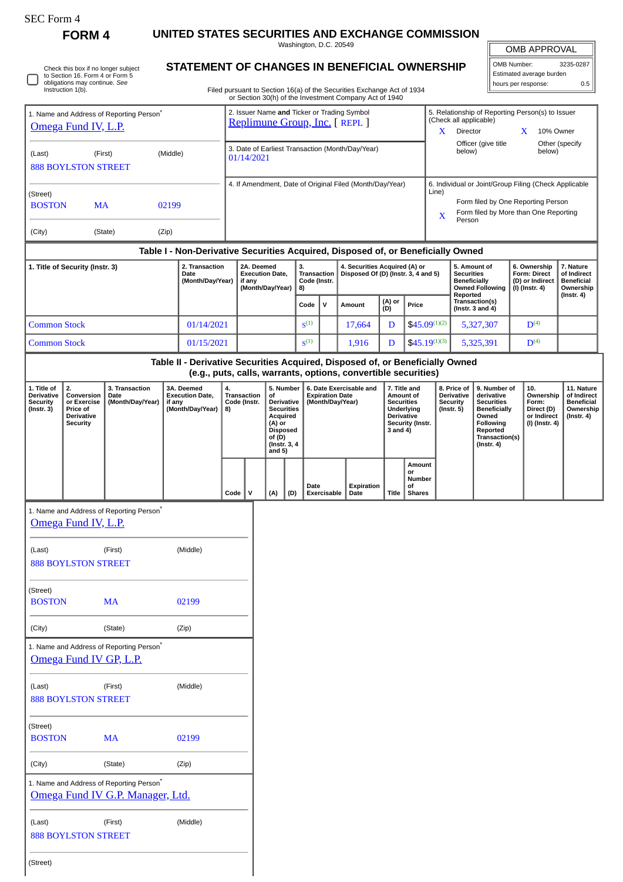SEC Form 4

**FORM 4**

# UNITED STATES SECURITIES AND EXCHANGE COMMISSION

Washington, D.C. 20549

## STATEMENT OF CHANGES IN BENEFICIAL OWNERSHIP

Filed pursuant to Section 16(a) of the Securities Exchange Act of 1934 or Section 30(h) of the Investment Company Act of 1940

| OMB APPROVAL | |
|---|---|
| OMB Number: | 3235-0287 |
| Estimated average burden | |
| hours per response: | 0.5 |

☐ Check this box if no longer subject to Section 16. Form 4 or Form 5 obligations may continue. *See* Instruction 1(b).

1. Name and Address of Reporting Person*
Omega Fund IV, L.P.

(Last) (First) (Middle)
888 BOYLSTON STREET

(Street)
BOSTON MA 02199

(City) (State) (Zip)

2. Issuer Name **and** Ticker or Trading Symbol
Replimune Group, Inc. [ REPL ]

3. Date of Earliest Transaction (Month/Day/Year)
01/14/2021

4. If Amendment, Date of Original Filed (Month/Day/Year)

5. Relationship of Reporting Person(s) to Issuer (Check all applicable)
X Director
X 10% Owner
Officer (give title below)
Other (specify below)

6. Individual or Joint/Group Filing (Check Applicable Line)
Form filed by One Reporting Person
X Form filed by More than One Reporting Person

### Table I - Non-Derivative Securities Acquired, Disposed of, or Beneficially Owned

| 1. Title of Security (Instr. 3) | 2. Transaction Date (Month/Day/Year) | 2A. Deemed Execution Date, if any (Month/Day/Year) | 3. Transaction Code (Instr. 8) | | 4. Securities Acquired (A) or Disposed Of (D) (Instr. 3, 4 and 5) | | | 5. Amount of Securities Beneficially Owned Following Reported Transaction(s) (Instr. 3 and 4) | 6. Ownership Form: Direct (D) or Indirect (I) (Instr. 4) | 7. Nature of Indirect Beneficial Ownership (Instr. 4) |
|---|---|---|---|---|---|---|---|---|---|---|
| | | | Code | V | Amount | (A) or (D) | Price | | | |
| Common Stock | 01/14/2021 | | S[1] | | 17,664 | D | $45.09[1][2] | 5,327,307 | D[4] | |
| Common Stock | 01/15/2021 | | S[1] | | 1,916 | D | $45.19[1][3] | 5,325,391 | D[4] | |

### Table II - Derivative Securities Acquired, Disposed of, or Beneficially Owned (e.g., puts, calls, warrants, options, convertible securities)

| 1. Title of Derivative Security (Instr. 3) | 2. Conversion or Exercise Price of Derivative Security | 3. Transaction Date (Month/Day/Year) | 3A. Deemed Execution Date, if any (Month/Day/Year) | 4. Transaction Code (Instr. 8) | | 5. Number of Derivative Securities Acquired (A) or Disposed of (D) (Instr. 3, 4 and 5) | | 6. Date Exercisable and Expiration Date (Month/Day/Year) | | 7. Title and Amount of Securities Underlying Derivative Security (Instr. 3 and 4) | | 8. Price of Derivative Security (Instr. 5) | 9. Number of derivative Securities Beneficially Owned Following Reported Transaction(s) (Instr. 4) | 10. Ownership Form: Direct (D) or Indirect (I) (Instr. 4) | 11. Nature of Indirect Beneficial Ownership (Instr. 4) |
|---|---|---|---|---|---|---|---|---|---|---|---|---|---|---|---|
| | | | | Code | V | (A) | (D) | Date Exercisable | Expiration Date | Title | Amount or Number of Shares | | | | |

1. Name and Address of Reporting Person*
Omega Fund IV, L.P.

(Last) (First) (Middle)
888 BOYLSTON STREET

(Street)
BOSTON MA 02199

(City) (State) (Zip)

1. Name and Address of Reporting Person*
Omega Fund IV GP, L.P.

(Last) (First) (Middle)
888 BOYLSTON STREET

(Street)
BOSTON MA 02199

(City) (State) (Zip)

1. Name and Address of Reporting Person*
Omega Fund IV G.P. Manager, Ltd.

(Last) (First) (Middle)
888 BOYLSTON STREET

(Street)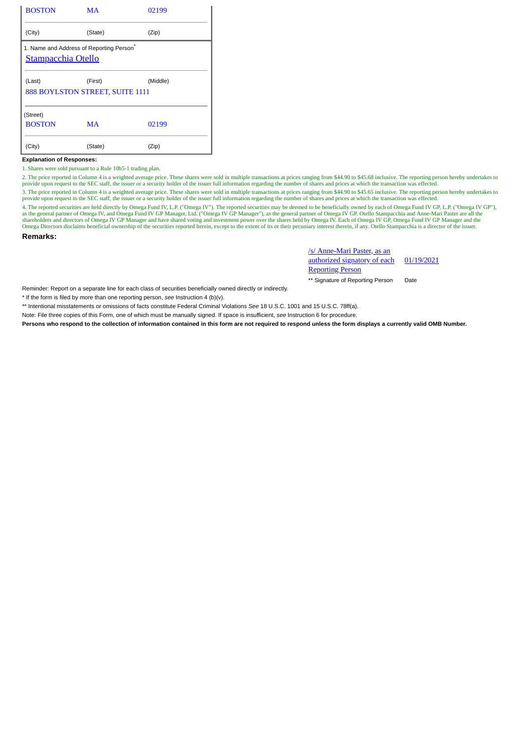| BOSTON | MA | 02199 |
|---|---|---|
| (City) | (State) | (Zip) |

| 1. Name and Address of Reporting Person* | | |
|---|---|---|
| Stampacchia Otello | | |
| (Last) | (First) | (Middle) |
| 888 BOYLSTON STREET, SUITE 1111 | | |
| (Street) | | |
| BOSTON | MA | 02199 |
| (City) | (State) | (Zip) |

**Explanation of Responses:**

1. Shares were sold pursuant to a Rule 10b5-1 trading plan.

2. The price reported in Column 4 is a weighted average price. These shares were sold in multiple transactions at prices ranging from $44.90 to $45.68 inclusive. The reporting person hereby undertakes to provide upon request to the SEC staff, the issuer or a security holder of the issuer full information regarding the number of shares and prices at which the transaction was effected.

3. The price reported in Column 4 is a weighted average price. These shares were sold in multiple transactions at prices ranging from $44.90 to $45.65 inclusive. The reporting person hereby undertakes to provide upon request to the SEC staff, the issuer or a security holder of the issuer full information regarding the number of shares and prices at which the transaction was effected.

4. The reported securities are held directly by Omega Fund IV, L.P. ("Omega IV"). The reported securities may be deemed to be beneficially owned by each of Omega Fund IV GP, L.P. ("Omega IV GP"), as the general partner of Omega IV, and Omega Fund IV GP Manager, Ltd. ("Omega IV GP Manager"), as the general partner of Omega IV GP. Otello Stampacchia and Anne-Mari Paster are all the shareholders and directors of Omega IV GP Manager and have shared voting and investment power over the shares held by Omega IV. Each of Omega IV GP, Omega Fund IV GP Manager and the Omega Directors disclaims beneficial ownership of the securities reported herein, except to the extent of its or their pecuniary interest therein, if any. Otello Stampacchia is a director of the issuer.

**Remarks:**

| | |
|---|---|
| /s/ Anne-Mari Paster, as an authorized signatory of each Reporting Person | 01/19/2021 |
| ** Signature of Reporting Person | Date |

Reminder: Report on a separate line for each class of securities beneficially owned directly or indirectly.

* If the form is filed by more than one reporting person, *see* Instruction 4 (b)(v).

** Intentional misstatements or omissions of facts constitute Federal Criminal Violations *See* 18 U.S.C. 1001 and 15 U.S.C. 78ff(a).

Note: File three copies of this Form, one of which must be manually signed. If space is insufficient, *see* Instruction 6 for procedure.

**Persons who respond to the collection of information contained in this form are not required to respond unless the form displays a currently valid OMB Number.**